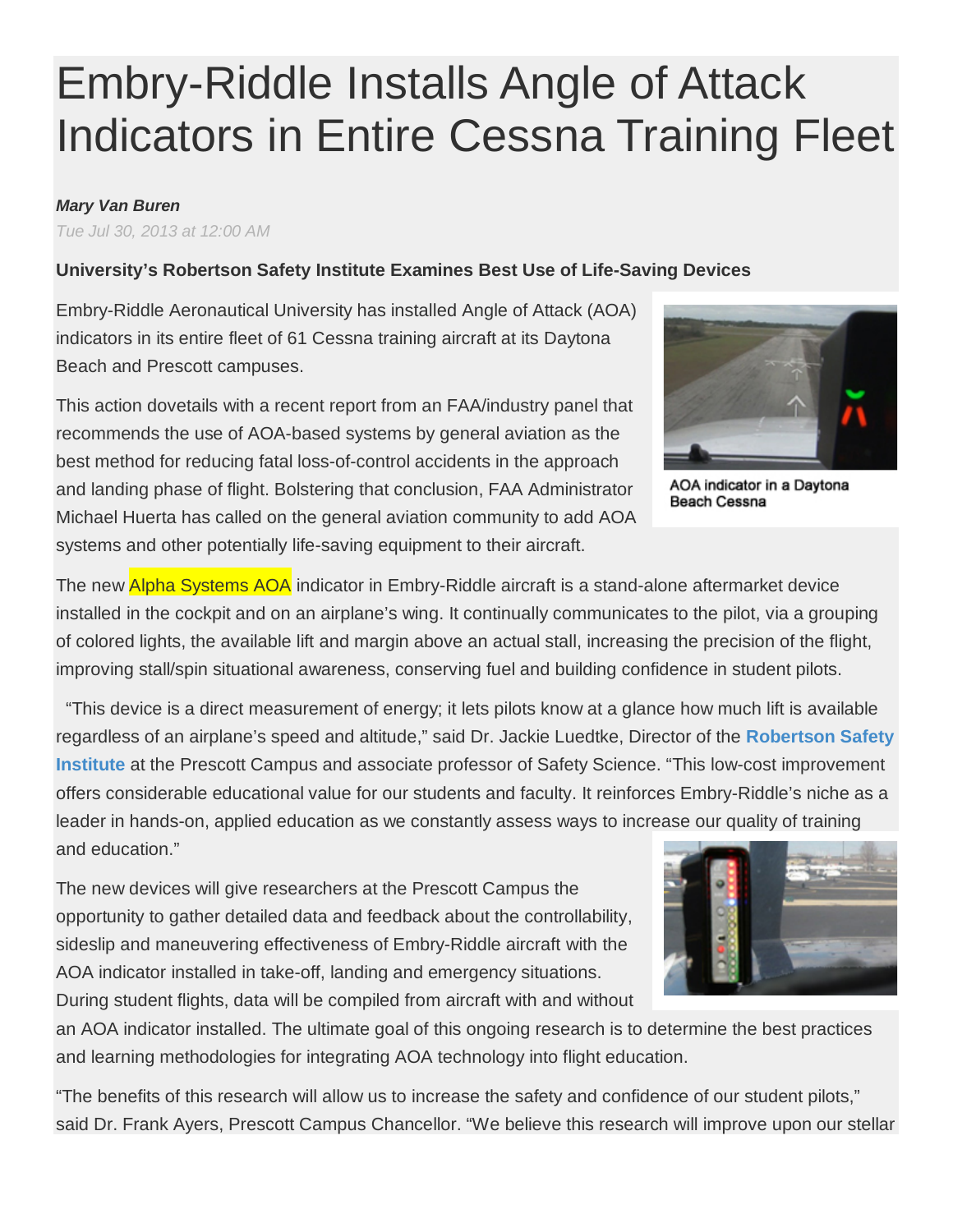# Embry-Riddle Installs Angle of Attack Indicators in Entire Cessna Training Fleet

***Mary Van Buren***

*Tue Jul 30, 2013 at 12:00 AM*

**University's Robertson Safety Institute Examines Best Use of Life-Saving Devices**

Embry-Riddle Aeronautical University has installed Angle of Attack (AOA) indicators in its entire fleet of 61 Cessna training aircraft at its Daytona Beach and Prescott campuses.

AOA indicator in a Daytona Beach Cessna

This action dovetails with a recent report from an FAA/industry panel that recommends the use of AOA-based systems by general aviation as the best method for reducing fatal loss-of-control accidents in the approach and landing phase of flight. Bolstering that conclusion, FAA Administrator Michael Huerta has called on the general aviation community to add AOA systems and other potentially life-saving equipment to their aircraft.

The new Alpha Systems AOA indicator in Embry-Riddle aircraft is a stand-alone aftermarket device installed in the cockpit and on an airplane's wing. It continually communicates to the pilot, via a grouping of colored lights, the available lift and margin above an actual stall, increasing the precision of the flight, improving stall/spin situational awareness, conserving fuel and building confidence in student pilots.

"This device is a direct measurement of energy; it lets pilots know at a glance how much lift is available regardless of an airplane's speed and altitude," said Dr. Jackie Luedtke, Director of the **Robertson Safety Institute** at the Prescott Campus and associate professor of Safety Science. "This low-cost improvement offers considerable educational value for our students and faculty. It reinforces Embry-Riddle's niche as a leader in hands-on, applied education as we constantly assess ways to increase our quality of training and education."

The new devices will give researchers at the Prescott Campus the opportunity to gather detailed data and feedback about the controllability, sideslip and maneuvering effectiveness of Embry-Riddle aircraft with the AOA indicator installed in take-off, landing and emergency situations. During student flights, data will be compiled from aircraft with and without an AOA indicator installed. The ultimate goal of this ongoing research is to determine the best practices and learning methodologies for integrating AOA technology into flight education.

"The benefits of this research will allow us to increase the safety and confidence of our student pilots," said Dr. Frank Ayers, Prescott Campus Chancellor. "We believe this research will improve upon our stellar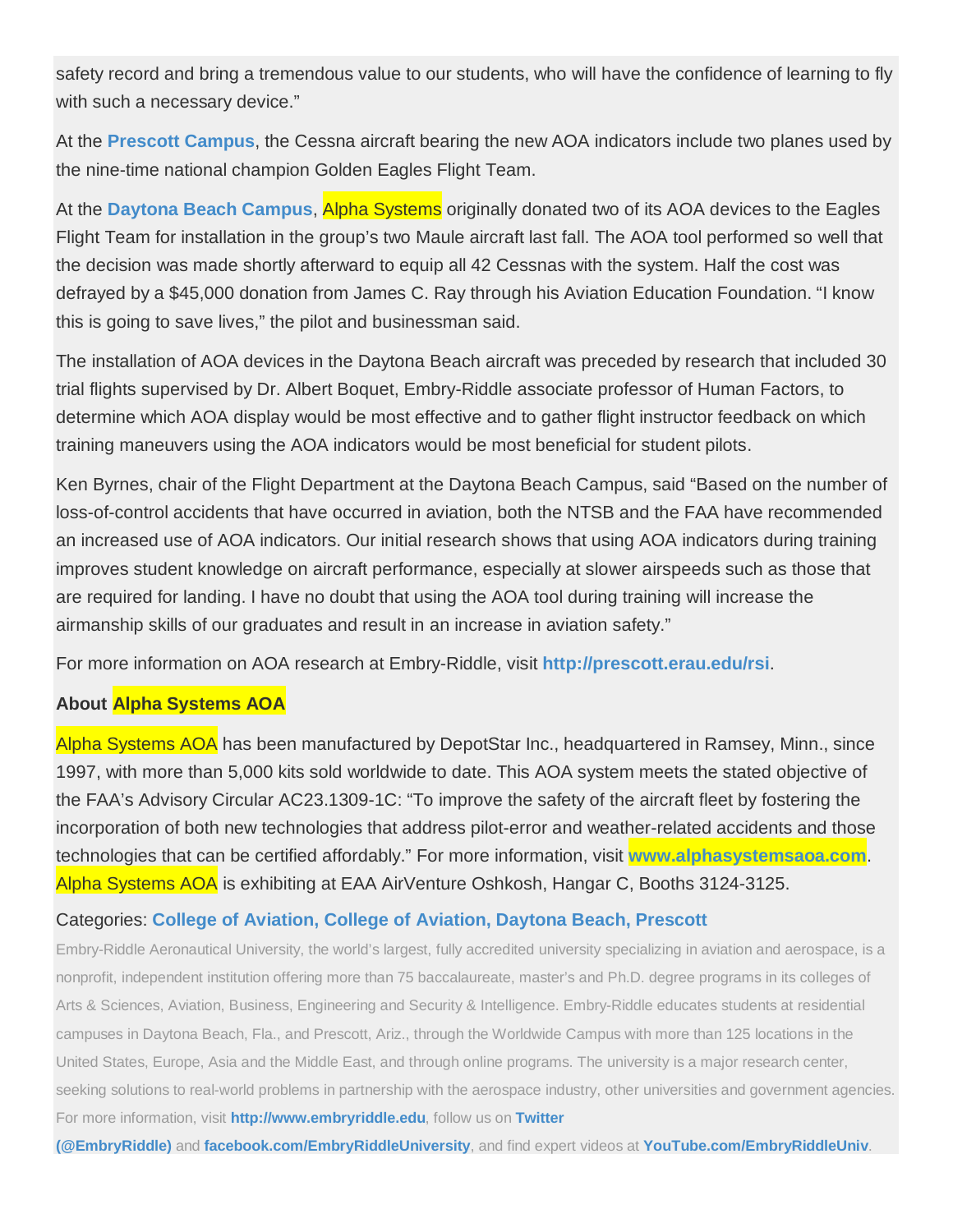safety record and bring a tremendous value to our students, who will have the confidence of learning to fly with such a necessary device."

At the **Prescott Campus**, the Cessna aircraft bearing the new AOA indicators include two planes used by the nine-time national champion Golden Eagles Flight Team.

At the **Daytona Beach Campus**, Alpha Systems originally donated two of its AOA devices to the Eagles Flight Team for installation in the group's two Maule aircraft last fall. The AOA tool performed so well that the decision was made shortly afterward to equip all 42 Cessnas with the system. Half the cost was defrayed by a $45,000 donation from James C. Ray through his Aviation Education Foundation. "I know this is going to save lives," the pilot and businessman said.

The installation of AOA devices in the Daytona Beach aircraft was preceded by research that included 30 trial flights supervised by Dr. Albert Boquet, Embry-Riddle associate professor of Human Factors, to determine which AOA display would be most effective and to gather flight instructor feedback on which training maneuvers using the AOA indicators would be most beneficial for student pilots.

Ken Byrnes, chair of the Flight Department at the Daytona Beach Campus, said "Based on the number of loss-of-control accidents that have occurred in aviation, both the NTSB and the FAA have recommended an increased use of AOA indicators. Our initial research shows that using AOA indicators during training improves student knowledge on aircraft performance, especially at slower airspeeds such as those that are required for landing. I have no doubt that using the AOA tool during training will increase the airmanship skills of our graduates and result in an increase in aviation safety."

For more information on AOA research at Embry-Riddle, visit **http://prescott.erau.edu/rsi**.

**About Alpha Systems AOA**

Alpha Systems AOA has been manufactured by DepotStar Inc., headquartered in Ramsey, Minn., since 1997, with more than 5,000 kits sold worldwide to date. This AOA system meets the stated objective of the FAA's Advisory Circular AC23.1309-1C: "To improve the safety of the aircraft fleet by fostering the incorporation of both new technologies that address pilot-error and weather-related accidents and those technologies that can be certified affordably." For more information, visit **www.alphasystemsaoa.com**. Alpha Systems AOA is exhibiting at EAA AirVenture Oshkosh, Hangar C, Booths 3124-3125.

Categories: **College of Aviation, College of Aviation, Daytona Beach, Prescott**

Embry-Riddle Aeronautical University, the world's largest, fully accredited university specializing in aviation and aerospace, is a nonprofit, independent institution offering more than 75 baccalaureate, master's and Ph.D. degree programs in its colleges of Arts & Sciences, Aviation, Business, Engineering and Security & Intelligence. Embry-Riddle educates students at residential campuses in Daytona Beach, Fla., and Prescott, Ariz., through the Worldwide Campus with more than 125 locations in the United States, Europe, Asia and the Middle East, and through online programs. The university is a major research center, seeking solutions to real-world problems in partnership with the aerospace industry, other universities and government agencies. For more information, visit **http://www.embryriddle.edu**, follow us on **Twitter (@EmbryRiddle)** and **facebook.com/EmbryRiddleUniversity**, and find expert videos at **YouTube.com/EmbryRiddleUniv**.